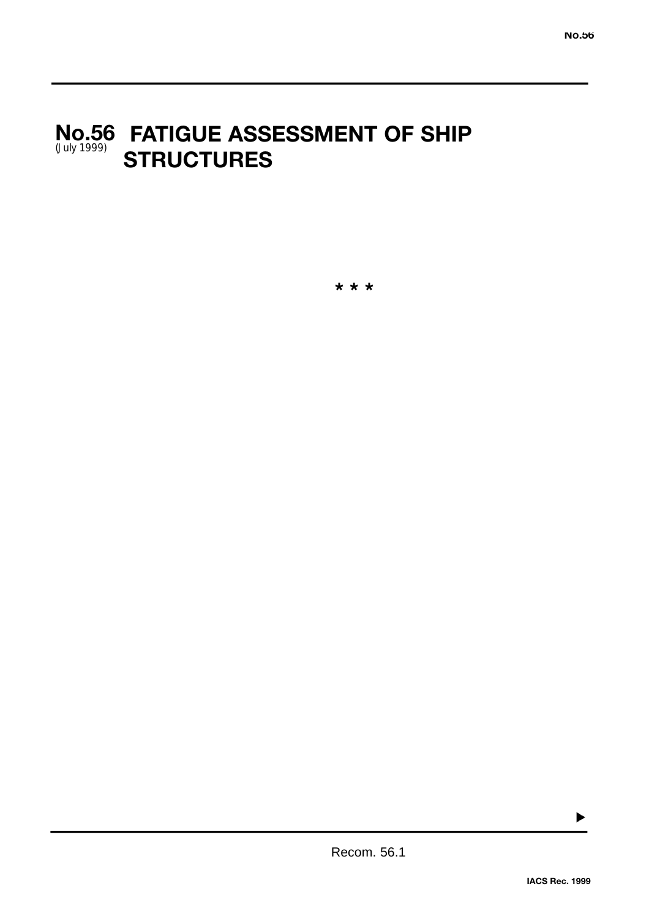# No.56 FATIGUE ASSESSMENT OF SHIP STRUCTURES

(July 1999)

* * *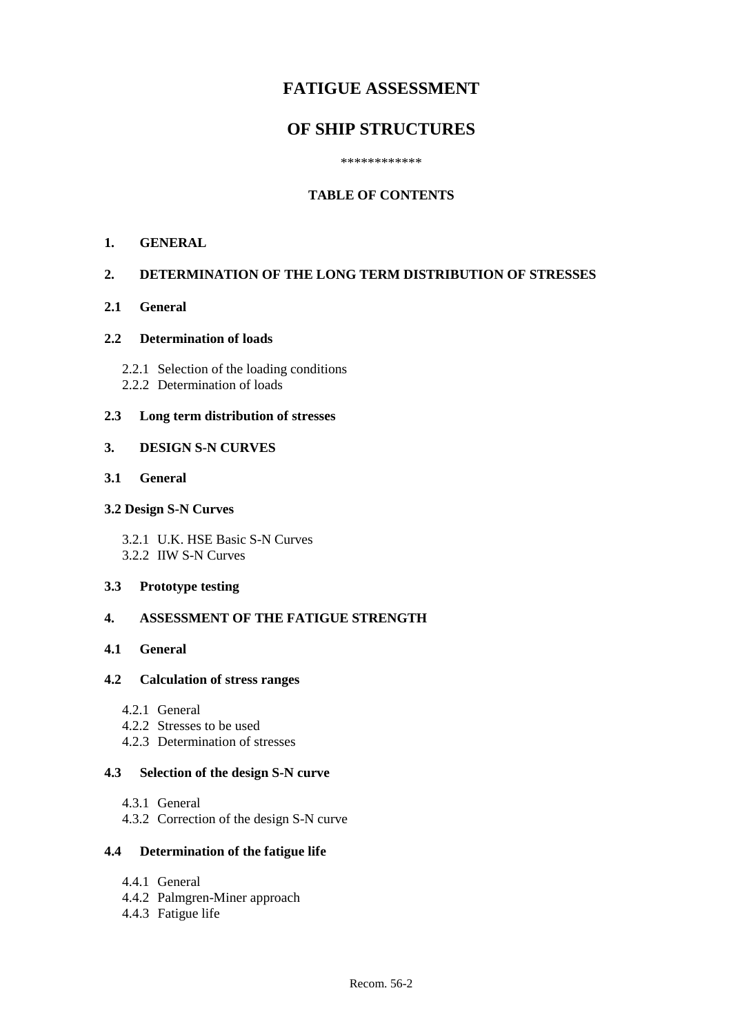# FATIGUE ASSESSMENT

# OF SHIP STRUCTURES

************

**TABLE OF CONTENTS**

**1. GENERAL**

**2. DETERMINATION OF THE LONG TERM DISTRIBUTION OF STRESSES**

**2.1 General**

**2.2 Determination of loads**

- 2.2.1 Selection of the loading conditions
- 2.2.2 Determination of loads

**2.3 Long term distribution of stresses**

**3. DESIGN S-N CURVES**

**3.1 General**

**3.2 Design S-N Curves**

- 3.2.1 U.K. HSE Basic S-N Curves
- 3.2.2 IIW S-N Curves

**3.3 Prototype testing**

**4. ASSESSMENT OF THE FATIGUE STRENGTH**

**4.1 General**

**4.2 Calculation of stress ranges**

- 4.2.1 General
- 4.2.2 Stresses to be used
- 4.2.3 Determination of stresses

**4.3 Selection of the design S-N curve**

- 4.3.1 General
- 4.3.2 Correction of the design S-N curve

**4.4 Determination of the fatigue life**

- 4.4.1 General
- 4.4.2 Palmgren-Miner approach
- 4.4.3 Fatigue life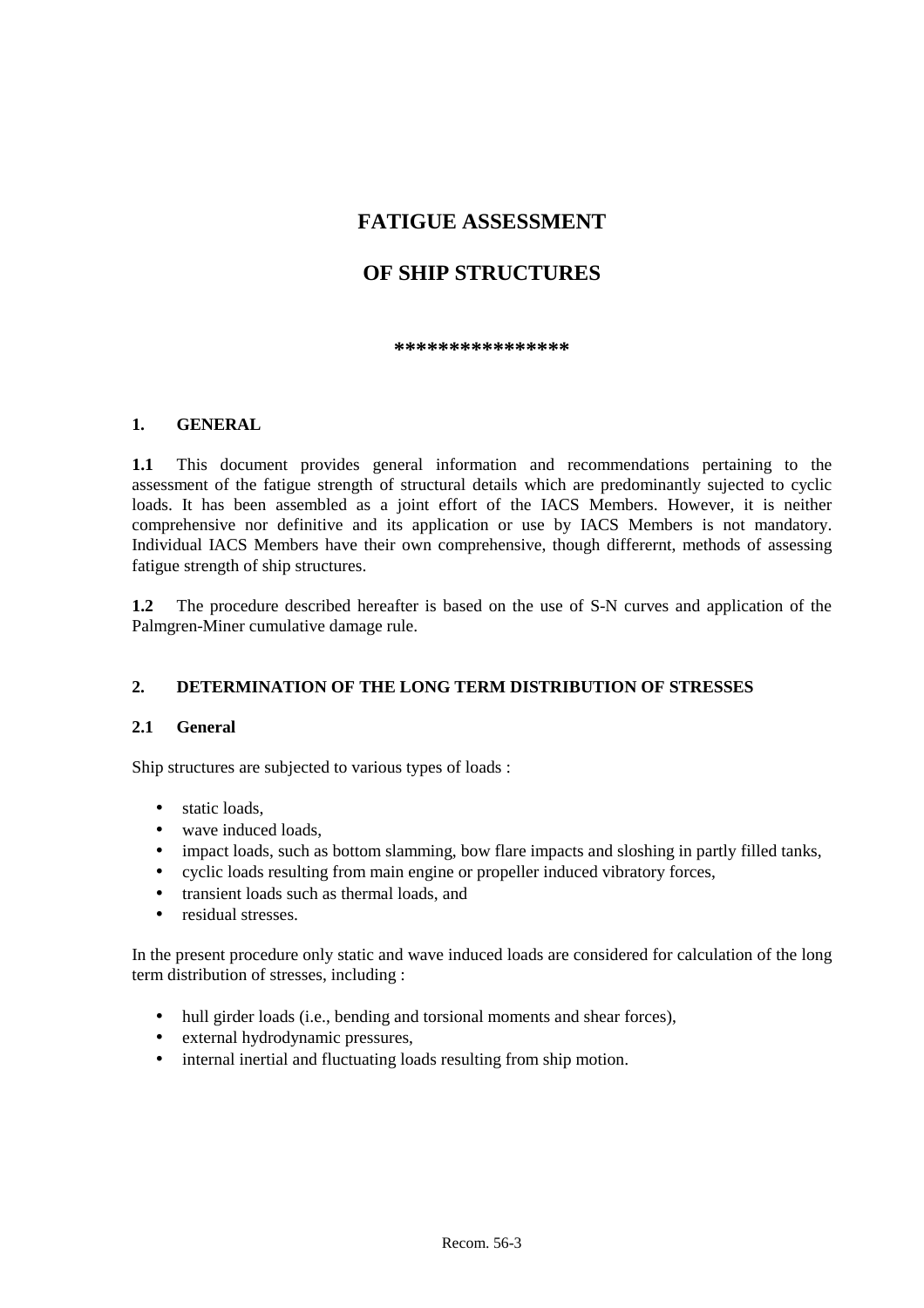# FATIGUE ASSESSMENT

# OF SHIP STRUCTURES

****************

## 1. GENERAL

**1.1** This document provides general information and recommendations pertaining to the assessment of the fatigue strength of structural details which are predominantly sujected to cyclic loads. It has been assembled as a joint effort of the IACS Members. However, it is neither comprehensive nor definitive and its application or use by IACS Members is not mandatory. Individual IACS Members have their own comprehensive, though differernt, methods of assessing fatigue strength of ship structures.

**1.2** The procedure described hereafter is based on the use of S-N curves and application of the Palmgren-Miner cumulative damage rule.

## 2. DETERMINATION OF THE LONG TERM DISTRIBUTION OF STRESSES

### 2.1 General

Ship structures are subjected to various types of loads :

- static loads,
- wave induced loads,
- impact loads, such as bottom slamming, bow flare impacts and sloshing in partly filled tanks,
- cyclic loads resulting from main engine or propeller induced vibratory forces,
- transient loads such as thermal loads, and
- residual stresses.

In the present procedure only static and wave induced loads are considered for calculation of the long term distribution of stresses, including :

- hull girder loads (i.e., bending and torsional moments and shear forces),
- external hydrodynamic pressures,
- internal inertial and fluctuating loads resulting from ship motion.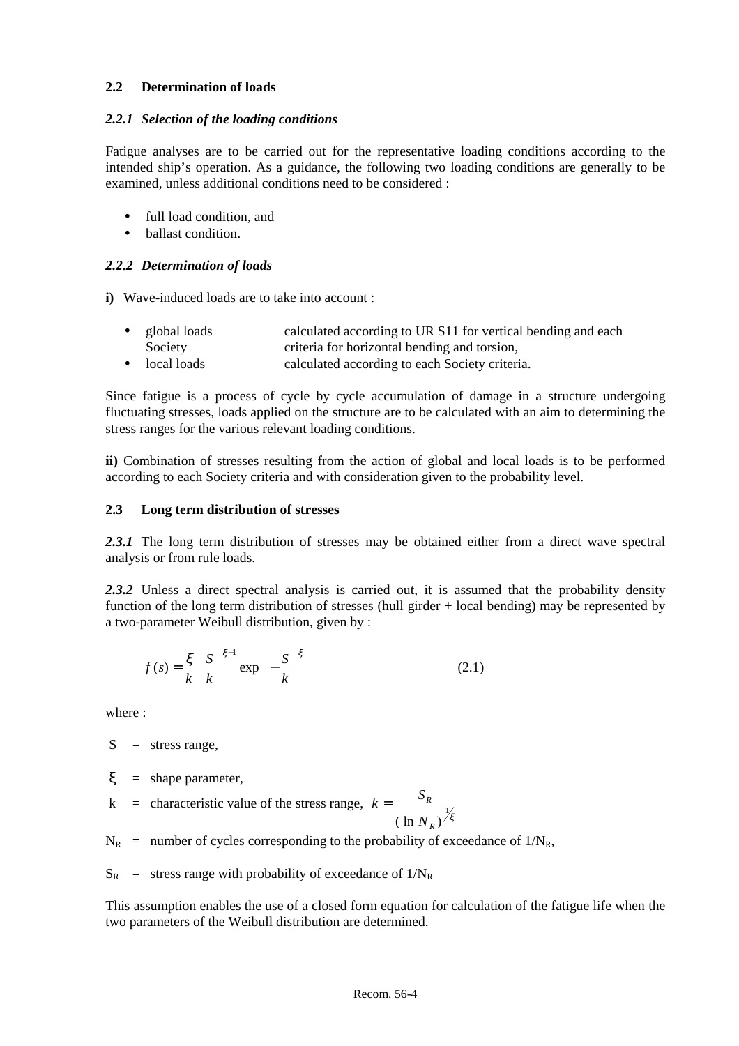### 2.2 Determination of loads

#### *2.2.1 Selection of the loading conditions*

Fatigue analyses are to be carried out for the representative loading conditions according to the intended ship's operation. As a guidance, the following two loading conditions are generally to be examined, unless additional conditions need to be considered :

- full load condition, and
- ballast condition.

#### *2.2.2 Determination of loads*

**i)** Wave-induced loads are to take into account :

- global loads — calculated according to UR S11 for vertical bending and each Society criteria for horizontal bending and torsion,
- local loads — calculated according to each Society criteria.

Since fatigue is a process of cycle by cycle accumulation of damage in a structure undergoing fluctuating stresses, loads applied on the structure are to be calculated with an aim to determining the stress ranges for the various relevant loading conditions.

**ii)** Combination of stresses resulting from the action of global and local loads is to be performed according to each Society criteria and with consideration given to the probability level.

### 2.3 Long term distribution of stresses

***2.3.1*** The long term distribution of stresses may be obtained either from a direct wave spectral analysis or from rule loads.

***2.3.2*** Unless a direct spectral analysis is carried out, it is assumed that the probability density function of the long term distribution of stresses (hull girder + local bending) may be represented by a two-parameter Weibull distribution, given by :

$$f(s) = \frac{\xi}{k}\left(\frac{S}{k}\right)^{\xi-1} \exp\left[-\left(\frac{S}{k}\right)^{\xi}\right] \qquad (2.1)$$

where :

$S$ = stress range,

$\xi$ = shape parameter,

$k$ = characteristic value of the stress range, $k = \dfrac{S_R}{(\ln N_R)^{1/\xi}}$

$N_R$ = number of cycles corresponding to the probability of exceedance of $1/N_R$,

$S_R$ = stress range with probability of exceedance of $1/N_R$

This assumption enables the use of a closed form equation for calculation of the fatigue life when the two parameters of the Weibull distribution are determined.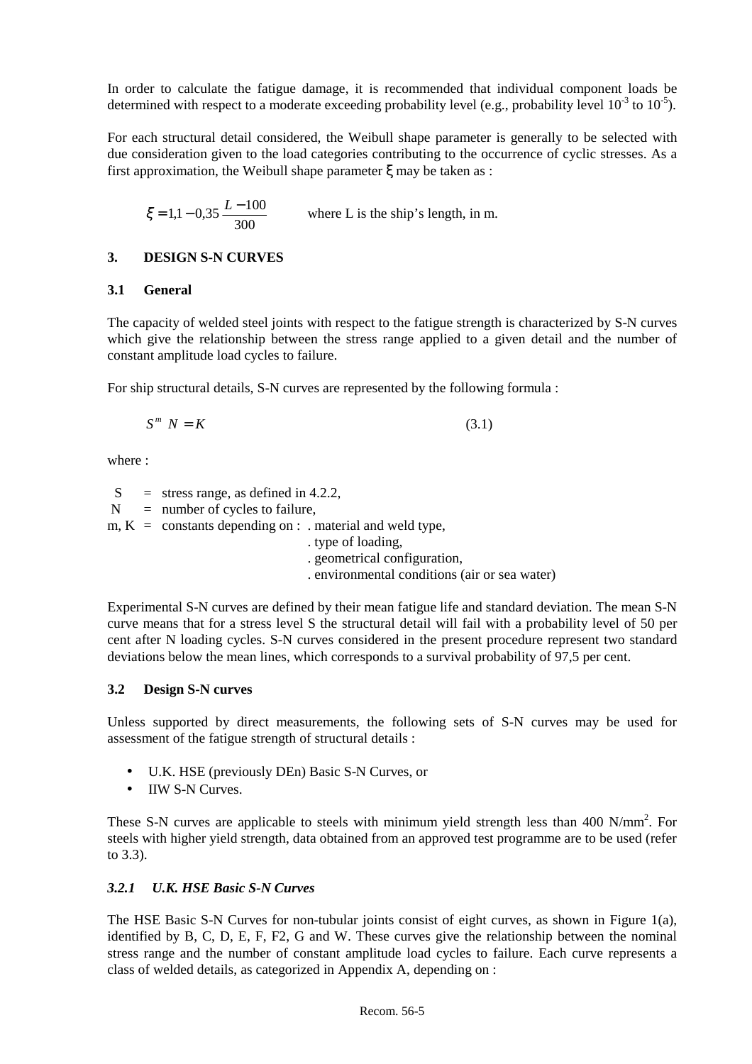In order to calculate the fatigue damage, it is recommended that individual component loads be determined with respect to a moderate exceeding probability level (e.g., probability level $10^{-3}$ to $10^{-5}$).

For each structural detail considered, the Weibull shape parameter is generally to be selected with due consideration given to the load categories contributing to the occurrence of cyclic stresses. As a first approximation, the Weibull shape parameter $\xi$ may be taken as :

$$\xi = 1{,}1 - 0{,}35\,\frac{L-100}{300}$$ where L is the ship's length, in m.

## 3. DESIGN S-N CURVES

### 3.1 General

The capacity of welded steel joints with respect to the fatigue strength is characterized by S-N curves which give the relationship between the stress range applied to a given detail and the number of constant amplitude load cycles to failure.

For ship structural details, S-N curves are represented by the following formula :

$$S^m\ N = K \qquad (3.1)$$

where :

- S = stress range, as defined in 4.2.2,
- N = number of cycles to failure,
- m, K = constants depending on :
  - . material and weld type,
  - . type of loading,
  - . geometrical configuration,
  - . environmental conditions (air or sea water)

Experimental S-N curves are defined by their mean fatigue life and standard deviation. The mean S-N curve means that for a stress level S the structural detail will fail with a probability level of 50 per cent after N loading cycles. S-N curves considered in the present procedure represent two standard deviations below the mean lines, which corresponds to a survival probability of 97,5 per cent.

### 3.2 Design S-N curves

Unless supported by direct measurements, the following sets of S-N curves may be used for assessment of the fatigue strength of structural details :

- U.K. HSE (previously DEn) Basic S-N Curves, or
- IIW S-N Curves.

These S-N curves are applicable to steels with minimum yield strength less than 400 N/mm$^2$. For steels with higher yield strength, data obtained from an approved test programme are to be used (refer to 3.3).

#### *3.2.1 U.K. HSE Basic S-N Curves*

The HSE Basic S-N Curves for non-tubular joints consist of eight curves, as shown in Figure 1(a), identified by B, C, D, E, F, F2, G and W. These curves give the relationship between the nominal stress range and the number of constant amplitude load cycles to failure. Each curve represents a class of welded details, as categorized in Appendix A, depending on :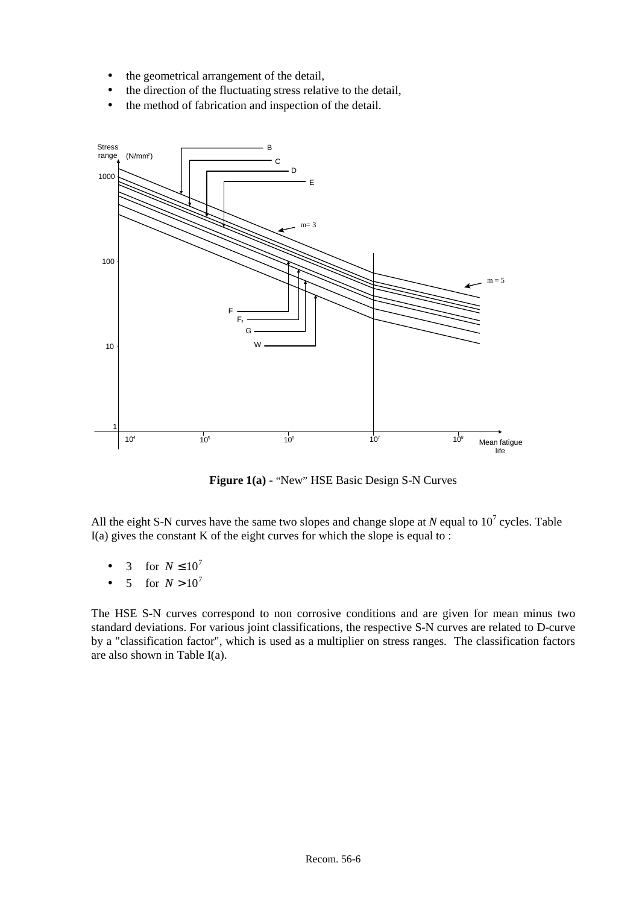- the geometrical arrangement of the detail,
- the direction of the fluctuating stress relative to the detail,
- the method of fabrication and inspection of the detail.

**Figure 1(a)** - "New" HSE Basic Design S-N Curves

All the eight S-N curves have the same two slopes and change slope at $N$ equal to $10^7$ cycles. Table I(a) gives the constant K of the eight curves for which the slope is equal to :

- 3 for $N \leq 10^7$
- 5 for $N > 10^7$

The HSE S-N curves correspond to non corrosive conditions and are given for mean minus two standard deviations. For various joint classifications, the respective S-N curves are related to D-curve by a "classification factor", which is used as a multiplier on stress ranges. The classification factors are also shown in Table I(a).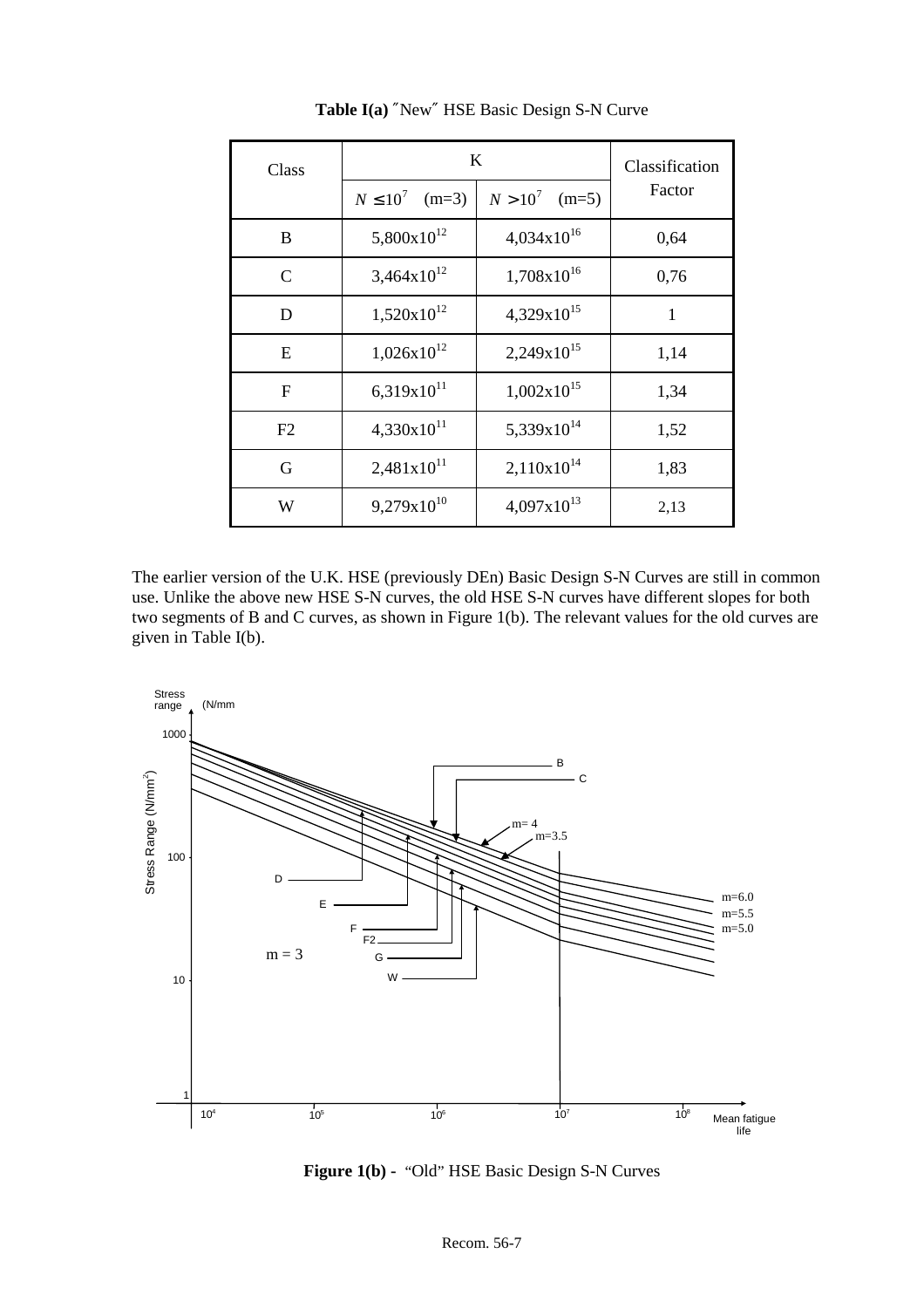**Table I(a)** ″New″ HSE Basic Design S-N Curve

| Class | K | | Classification Factor |
|---|---|---|---|
| | $N \leq 10^7$ (m=3) | $N > 10^7$ (m=5) | |
| B | $5{,}800 \times 10^{12}$ | $4{,}034 \times 10^{16}$ | 0,64 |
| C | $3{,}464 \times 10^{12}$ | $1{,}708 \times 10^{16}$ | 0,76 |
| D | $1{,}520 \times 10^{12}$ | $4{,}329 \times 10^{15}$ | 1 |
| E | $1{,}026 \times 10^{12}$ | $2{,}249 \times 10^{15}$ | 1,14 |
| F | $6{,}319 \times 10^{11}$ | $1{,}002 \times 10^{15}$ | 1,34 |
| F2 | $4{,}330 \times 10^{11}$ | $5{,}339 \times 10^{14}$ | 1,52 |
| G | $2{,}481 \times 10^{11}$ | $2{,}110 \times 10^{14}$ | 1,83 |
| W | $9{,}279 \times 10^{10}$ | $4{,}097 \times 10^{13}$ | 2,13 |

The earlier version of the U.K. HSE (previously DEn) Basic Design S-N Curves are still in common use. Unlike the above new HSE S-N curves, the old HSE S-N curves have different slopes for both two segments of B and C curves, as shown in Figure 1(b). The relevant values for the old curves are given in Table I(b).

**Figure 1(b)** - "Old" HSE Basic Design S-N Curves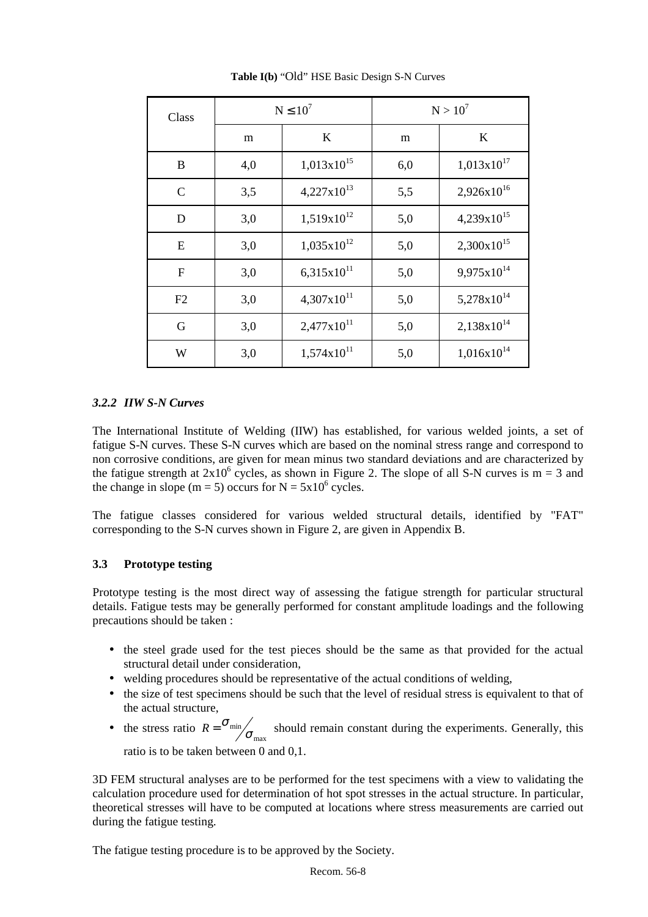**Table I(b)** "Old" HSE Basic Design S-N Curves

| Class | $N \leq 10^7$ | | $N > 10^7$ | |
|---|---|---|---|---|
| | m | K | m | K |
| B | 4,0 | $1{,}013 x 10^{15}$ | 6,0 | $1{,}013 x 10^{17}$ |
| C | 3,5 | $4{,}227 x 10^{13}$ | 5,5 | $2{,}926 x 10^{16}$ |
| D | 3,0 | $1{,}519 x 10^{12}$ | 5,0 | $4{,}239 x 10^{15}$ |
| E | 3,0 | $1{,}035 x 10^{12}$ | 5,0 | $2{,}300 x 10^{15}$ |
| F | 3,0 | $6{,}315 x 10^{11}$ | 5,0 | $9{,}975 x 10^{14}$ |
| F2 | 3,0 | $4{,}307 x 10^{11}$ | 5,0 | $5{,}278 x 10^{14}$ |
| G | 3,0 | $2{,}477 x 10^{11}$ | 5,0 | $2{,}138 x 10^{14}$ |
| W | 3,0 | $1{,}574 x 10^{11}$ | 5,0 | $1{,}016 x 10^{14}$ |

### *3.2.2 IIW S-N Curves*

The International Institute of Welding (IIW) has established, for various welded joints, a set of fatigue S-N curves. These S-N curves which are based on the nominal stress range and correspond to non corrosive conditions, are given for mean minus two standard deviations and are characterized by the fatigue strength at $2x10^6$ cycles, as shown in Figure 2. The slope of all S-N curves is m = 3 and the change in slope (m = 5) occurs for $N = 5x10^6$ cycles.

The fatigue classes considered for various welded structural details, identified by "FAT" corresponding to the S-N curves shown in Figure 2, are given in Appendix B.

### 3.3 Prototype testing

Prototype testing is the most direct way of assessing the fatigue strength for particular structural details. Fatigue tests may be generally performed for constant amplitude loadings and the following precautions should be taken :

- the steel grade used for the test pieces should be the same as that provided for the actual structural detail under consideration,
- welding procedures should be representative of the actual conditions of welding,
- the size of test specimens should be such that the level of residual stress is equivalent to that of the actual structure,
- the stress ratio $R = \sigma_{min} / \sigma_{max}$ should remain constant during the experiments. Generally, this ratio is to be taken between 0 and 0,1.

3D FEM structural analyses are to be performed for the test specimens with a view to validating the calculation procedure used for determination of hot spot stresses in the actual structure. In particular, theoretical stresses will have to be computed at locations where stress measurements are carried out during the fatigue testing.

The fatigue testing procedure is to be approved by the Society.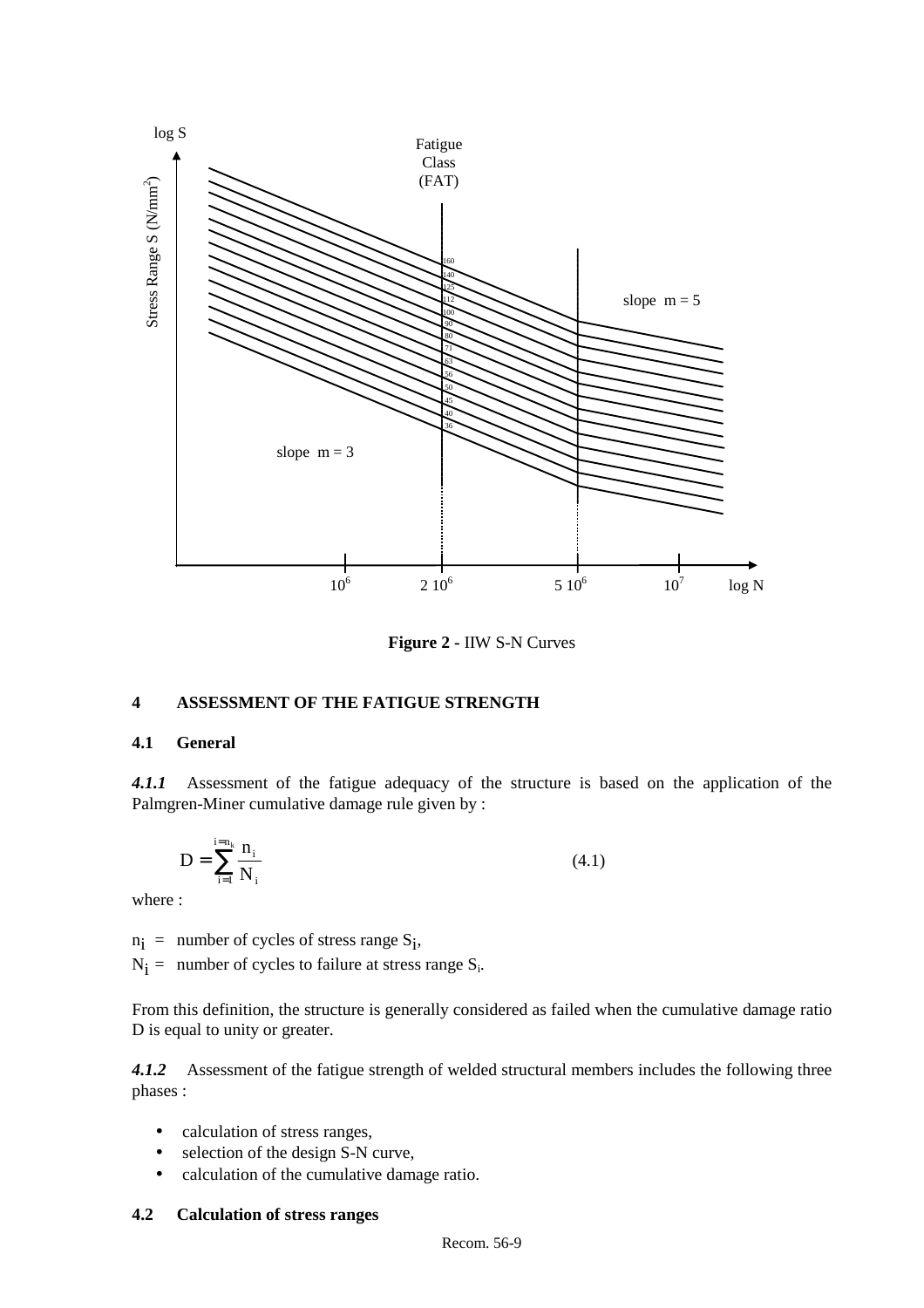**Figure 2 -** IIW S-N Curves

## 4 ASSESSMENT OF THE FATIGUE STRENGTH

### 4.1 General

***4.1.1*** Assessment of the fatigue adequacy of the structure is based on the application of the Palmgren-Miner cumulative damage rule given by :

$$D = \sum_{i=1}^{i=n_k} \frac{n_i}{N_i} \tag{4.1}$$

where :

$n_i$ = number of cycles of stress range $S_i$,

$N_i$ = number of cycles to failure at stress range $S_i$.

From this definition, the structure is generally considered as failed when the cumulative damage ratio D is equal to unity or greater.

***4.1.2*** Assessment of the fatigue strength of welded structural members includes the following three phases :

- calculation of stress ranges,
- selection of the design S-N curve,
- calculation of the cumulative damage ratio.

### 4.2 Calculation of stress ranges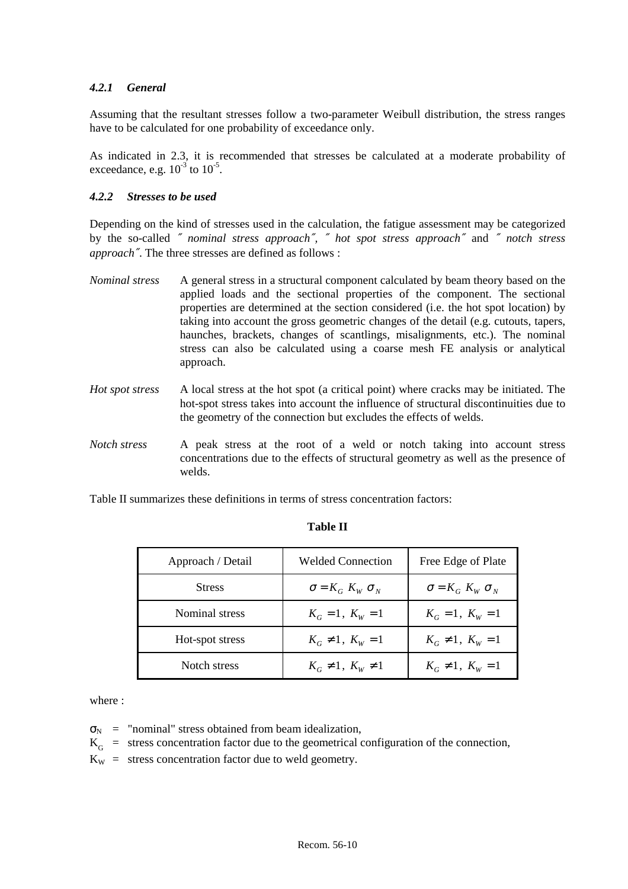#### *4.2.1 General*

Assuming that the resultant stresses follow a two-parameter Weibull distribution, the stress ranges have to be calculated for one probability of exceedance only.

As indicated in 2.3, it is recommended that stresses be calculated at a moderate probability of exceedance, e.g. $10^{-3}$ to $10^{-5}$.

#### *4.2.2 Stresses to be used*

Depending on the kind of stresses used in the calculation, the fatigue assessment may be categorized by the so-called *″ nominal stress approach″, ″ hot spot stress approach″* and *″ notch stress approach″*. The three stresses are defined as follows :

*Nominal stress* — A general stress in a structural component calculated by beam theory based on the applied loads and the sectional properties of the component. The sectional properties are determined at the section considered (i.e. the hot spot location) by taking into account the gross geometric changes of the detail (e.g. cutouts, tapers, haunches, brackets, changes of scantlings, misalignments, etc.). The nominal stress can also be calculated using a coarse mesh FE analysis or analytical approach.

*Hot spot stress* — A local stress at the hot spot (a critical point) where cracks may be initiated. The hot-spot stress takes into account the influence of structural discontinuities due to the geometry of the connection but excludes the effects of welds.

*Notch stress* — A peak stress at the root of a weld or notch taking into account stress concentrations due to the effects of structural geometry as well as the presence of welds.

Table II summarizes these definitions in terms of stress concentration factors:

**Table II**

| Approach / Detail | Welded Connection | Free Edge of Plate |
|---|---|---|
| Stress | $\sigma = K_G \; K_W \; \sigma_N$ | $\sigma = K_G \; K_W \; \sigma_N$ |
| Nominal stress | $K_G = 1, \; K_W = 1$ | $K_G = 1, \; K_W = 1$ |
| Hot-spot stress | $K_G \neq 1, \; K_W = 1$ | $K_G \neq 1, \; K_W = 1$ |
| Notch stress | $K_G \neq 1, \; K_W \neq 1$ | $K_G \neq 1, \; K_W = 1$ |

where :

$\sigma_N$ = "nominal" stress obtained from beam idealization,
$K_G$ = stress concentration factor due to the geometrical configuration of the connection,
$K_W$ = stress concentration factor due to weld geometry.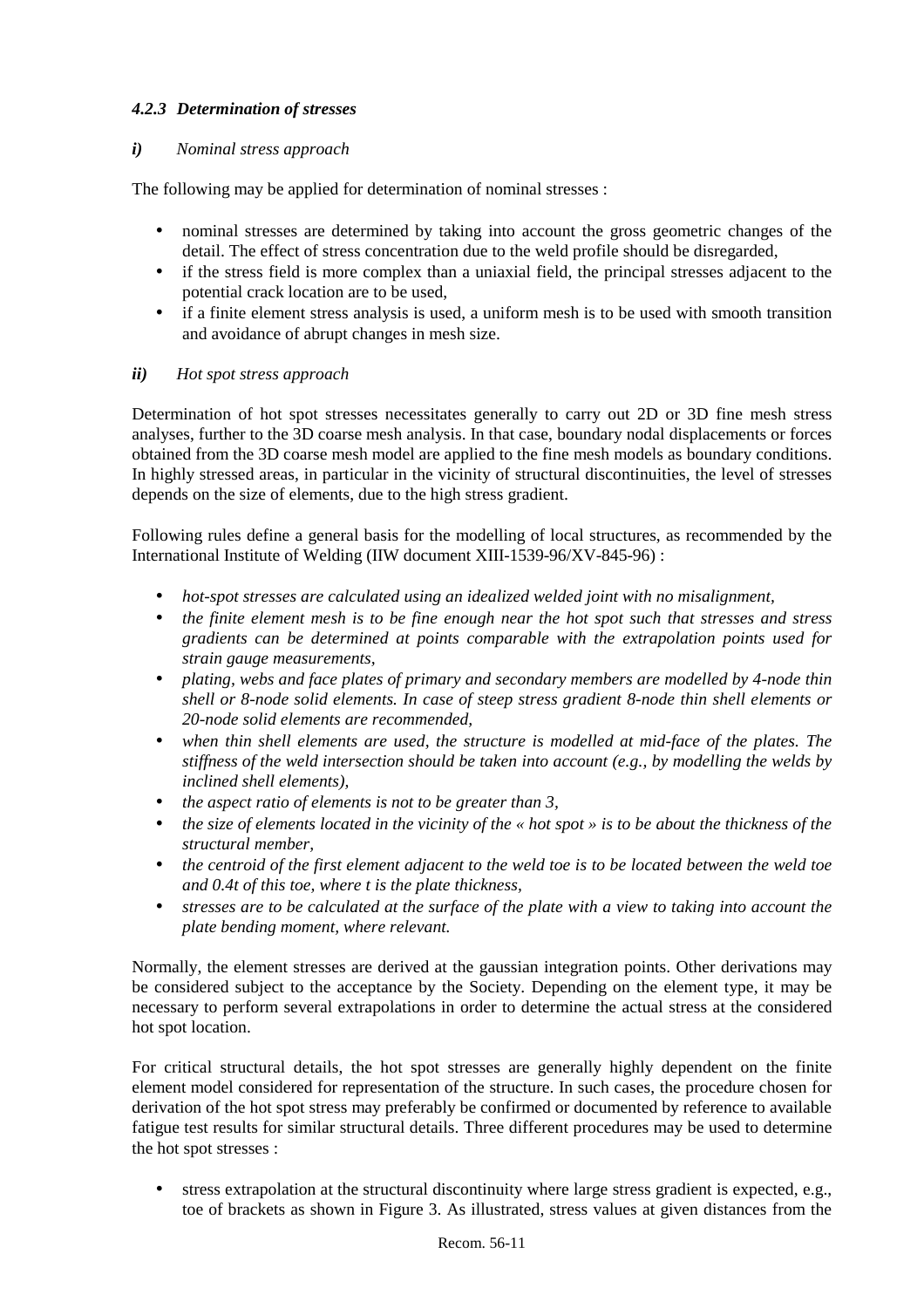#### *4.2.3 Determination of stresses*

***i)*** *Nominal stress approach*

The following may be applied for determination of nominal stresses :

- nominal stresses are determined by taking into account the gross geometric changes of the detail. The effect of stress concentration due to the weld profile should be disregarded,
- if the stress field is more complex than a uniaxial field, the principal stresses adjacent to the potential crack location are to be used,
- if a finite element stress analysis is used, a uniform mesh is to be used with smooth transition and avoidance of abrupt changes in mesh size.

***ii)*** *Hot spot stress approach*

Determination of hot spot stresses necessitates generally to carry out 2D or 3D fine mesh stress analyses, further to the 3D coarse mesh analysis. In that case, boundary nodal displacements or forces obtained from the 3D coarse mesh model are applied to the fine mesh models as boundary conditions. In highly stressed areas, in particular in the vicinity of structural discontinuities, the level of stresses depends on the size of elements, due to the high stress gradient.

Following rules define a general basis for the modelling of local structures, as recommended by the International Institute of Welding (IIW document XIII-1539-96/XV-845-96) :

- *hot-spot stresses are calculated using an idealized welded joint with no misalignment,*
- *the finite element mesh is to be fine enough near the hot spot such that stresses and stress gradients can be determined at points comparable with the extrapolation points used for strain gauge measurements,*
- *plating, webs and face plates of primary and secondary members are modelled by 4-node thin shell or 8-node solid elements. In case of steep stress gradient 8-node thin shell elements or 20-node solid elements are recommended,*
- *when thin shell elements are used, the structure is modelled at mid-face of the plates. The stiffness of the weld intersection should be taken into account (e.g., by modelling the welds by inclined shell elements),*
- *the aspect ratio of elements is not to be greater than 3,*
- *the size of elements located in the vicinity of the « hot spot » is to be about the thickness of the structural member,*
- *the centroid of the first element adjacent to the weld toe is to be located between the weld toe and 0.4t of this toe, where t is the plate thickness,*
- *stresses are to be calculated at the surface of the plate with a view to taking into account the plate bending moment, where relevant.*

Normally, the element stresses are derived at the gaussian integration points. Other derivations may be considered subject to the acceptance by the Society. Depending on the element type, it may be necessary to perform several extrapolations in order to determine the actual stress at the considered hot spot location.

For critical structural details, the hot spot stresses are generally highly dependent on the finite element model considered for representation of the structure. In such cases, the procedure chosen for derivation of the hot spot stress may preferably be confirmed or documented by reference to available fatigue test results for similar structural details. Three different procedures may be used to determine the hot spot stresses :

- stress extrapolation at the structural discontinuity where large stress gradient is expected, e.g., toe of brackets as shown in Figure 3. As illustrated, stress values at given distances from the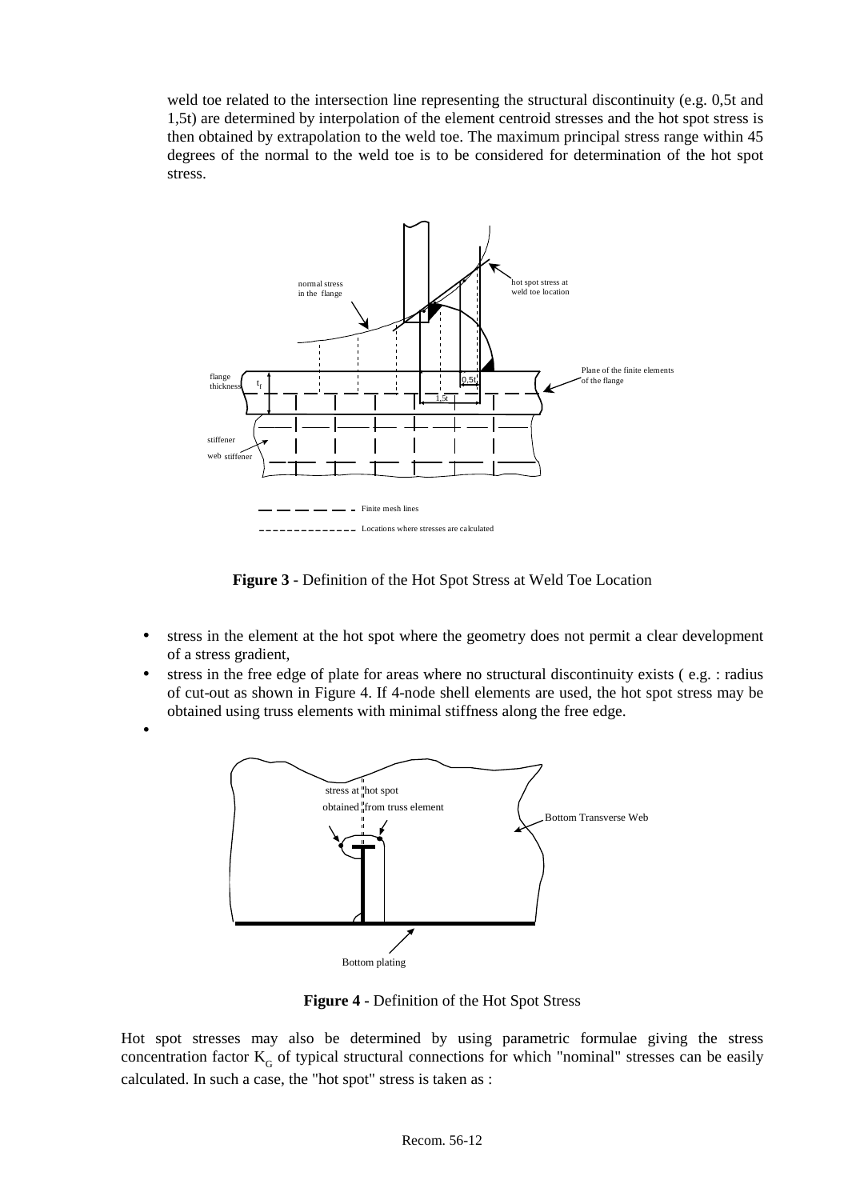weld toe related to the intersection line representing the structural discontinuity (e.g. 0,5t and 1,5t) are determined by interpolation of the element centroid stresses and the hot spot stress is then obtained by extrapolation to the weld toe. The maximum principal stress range within 45 degrees of the normal to the weld toe is to be considered for determination of the hot spot stress.

**Figure 3 -** Definition of the Hot Spot Stress at Weld Toe Location

- stress in the element at the hot spot where the geometry does not permit a clear development of a stress gradient,
- stress in the free edge of plate for areas where no structural discontinuity exists ( e.g. : radius of cut-out as shown in Figure 4. If 4-node shell elements are used, the hot spot stress may be obtained using truss elements with minimal stiffness along the free edge.
-

**Figure 4 -** Definition of the Hot Spot Stress

Hot spot stresses may also be determined by using parametric formulae giving the stress concentration factor $K_G$ of typical structural connections for which "nominal" stresses can be easily calculated. In such a case, the "hot spot" stress is taken as :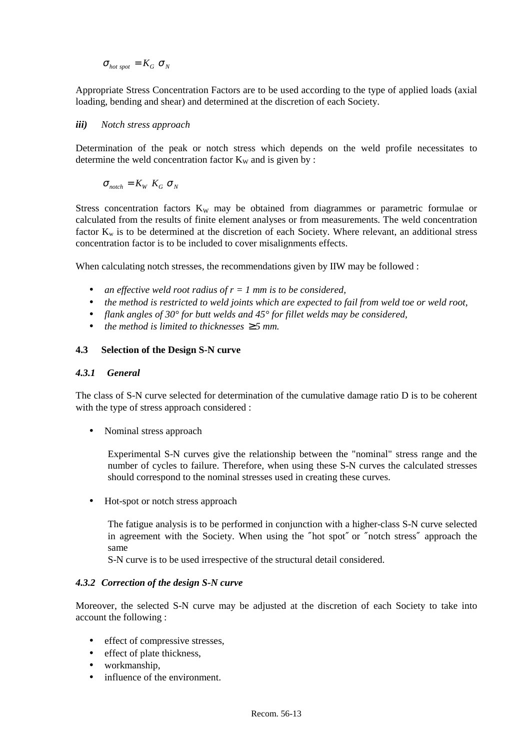$$\sigma_{hot\ spot} = K_G\ \sigma_N$$

Appropriate Stress Concentration Factors are to be used according to the type of applied loads (axial loading, bending and shear) and determined at the discretion of each Society.

***iii)*** *Notch stress approach*

Determination of the peak or notch stress which depends on the weld profile necessitates to determine the weld concentration factor $K_W$ and is given by :

$$\sigma_{notch} = K_W\ K_G\ \sigma_N$$

Stress concentration factors $K_W$ may be obtained from diagrammes or parametric formulae or calculated from the results of finite element analyses or from measurements. The weld concentration factor $K_w$ is to be determined at the discretion of each Society. Where relevant, an additional stress concentration factor is to be included to cover misalignments effects.

When calculating notch stresses, the recommendations given by IIW may be followed :

- *an effective weld root radius of r = 1 mm is to be considered,*
- *the method is restricted to weld joints which are expected to fail from weld toe or weld root,*
- *flank angles of 30° for butt welds and 45° for fillet welds may be considered,*
- *the method is limited to thicknesses $\geq$5 mm.*

### 4.3 Selection of the Design S-N curve

#### *4.3.1 General*

The class of S-N curve selected for determination of the cumulative damage ratio D is to be coherent with the type of stress approach considered :

- Nominal stress approach

  Experimental S-N curves give the relationship between the "nominal" stress range and the number of cycles to failure. Therefore, when using these S-N curves the calculated stresses should correspond to the nominal stresses used in creating these curves.

- Hot-spot or notch stress approach

  The fatigue analysis is to be performed in conjunction with a higher-class S-N curve selected in agreement with the Society. When using the ″hot spot″ or ″notch stress″ approach the same
  S-N curve is to be used irrespective of the structural detail considered.

#### *4.3.2 Correction of the design S-N curve*

Moreover, the selected S-N curve may be adjusted at the discretion of each Society to take into account the following :

- effect of compressive stresses,
- effect of plate thickness,
- workmanship,
- influence of the environment.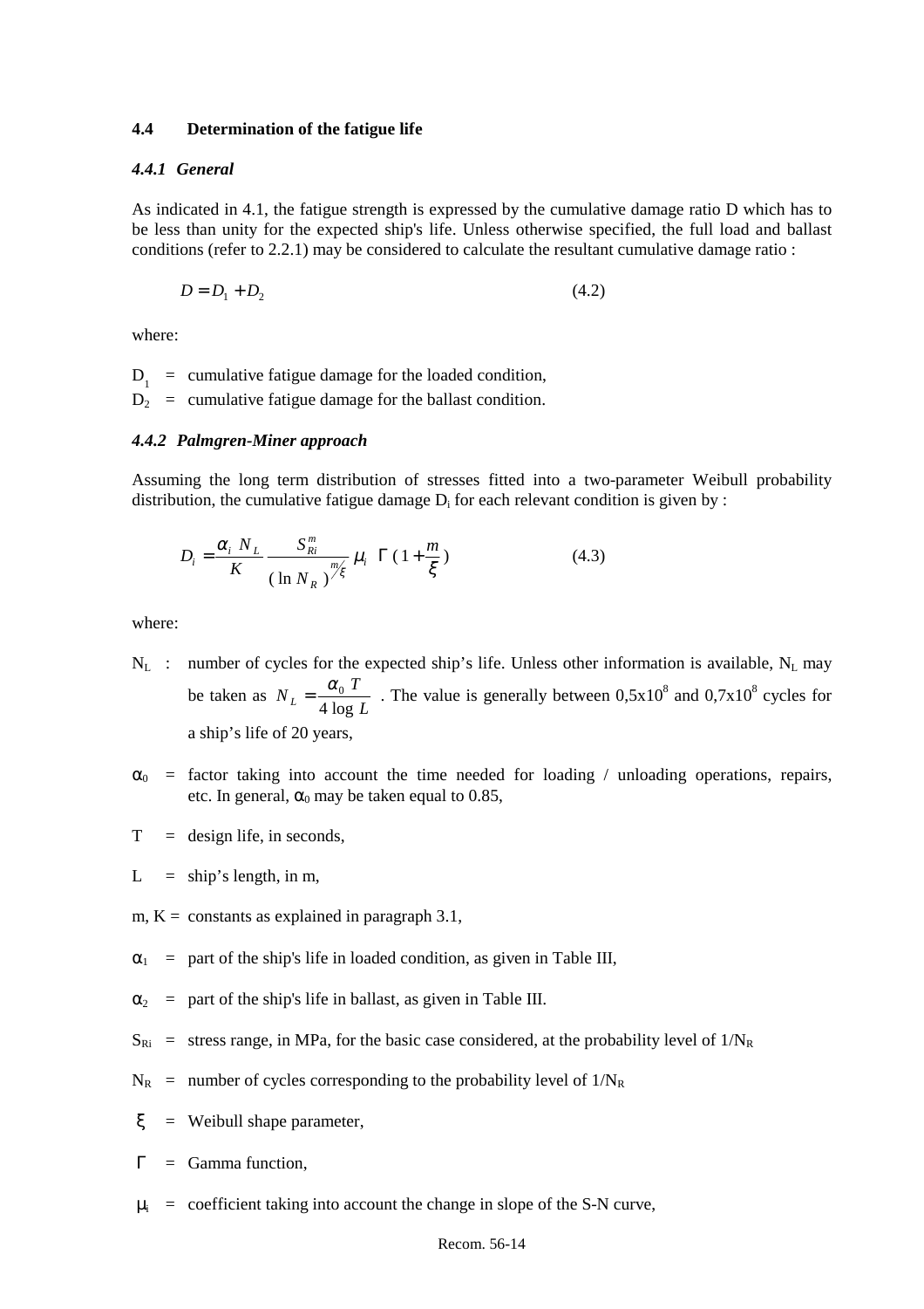### 4.4 Determination of the fatigue life

#### *4.4.1 General*

As indicated in 4.1, the fatigue strength is expressed by the cumulative damage ratio D which has to be less than unity for the expected ship's life. Unless otherwise specified, the full load and ballast conditions (refer to 2.2.1) may be considered to calculate the resultant cumulative damage ratio :

$$D = D_1 + D_2 \qquad (4.2)$$

where:

$D_1$ = cumulative fatigue damage for the loaded condition,

$D_2$ = cumulative fatigue damage for the ballast condition.

#### *4.4.2 Palmgren-Miner approach*

Assuming the long term distribution of stresses fitted into a two-parameter Weibull probability distribution, the cumulative fatigue damage $D_i$ for each relevant condition is given by :

$$D_i = \frac{\alpha_i \; N_L}{K} \frac{S_{Ri}^m}{(\ln N_R)^{m/\xi}} \mu_i \;\; \Gamma\,(1 + \frac{m}{\xi}) \qquad (4.3)$$

where:

$N_L$ : number of cycles for the expected ship's life. Unless other information is available, $N_L$ may be taken as $N_L = \frac{\alpha_0 \; T}{4 \log L}$ . The value is generally between $0{,}5 \times 10^8$ and $0{,}7 \times 10^8$ cycles for a ship's life of 20 years,

$\alpha_0$ = factor taking into account the time needed for loading / unloading operations, repairs, etc. In general, $\alpha_0$ may be taken equal to 0.85,

$T$ = design life, in seconds,

$L$ = ship's length, in m,

$m$, $K$ = constants as explained in paragraph 3.1,

$\alpha_1$ = part of the ship's life in loaded condition, as given in Table III,

$\alpha_2$ = part of the ship's life in ballast, as given in Table III.

$S_{Ri}$ = stress range, in MPa, for the basic case considered, at the probability level of $1/N_R$

$N_R$ = number of cycles corresponding to the probability level of $1/N_R$

$\xi$ = Weibull shape parameter,

$\Gamma$ = Gamma function,

$\mu_i$ = coefficient taking into account the change in slope of the S-N curve,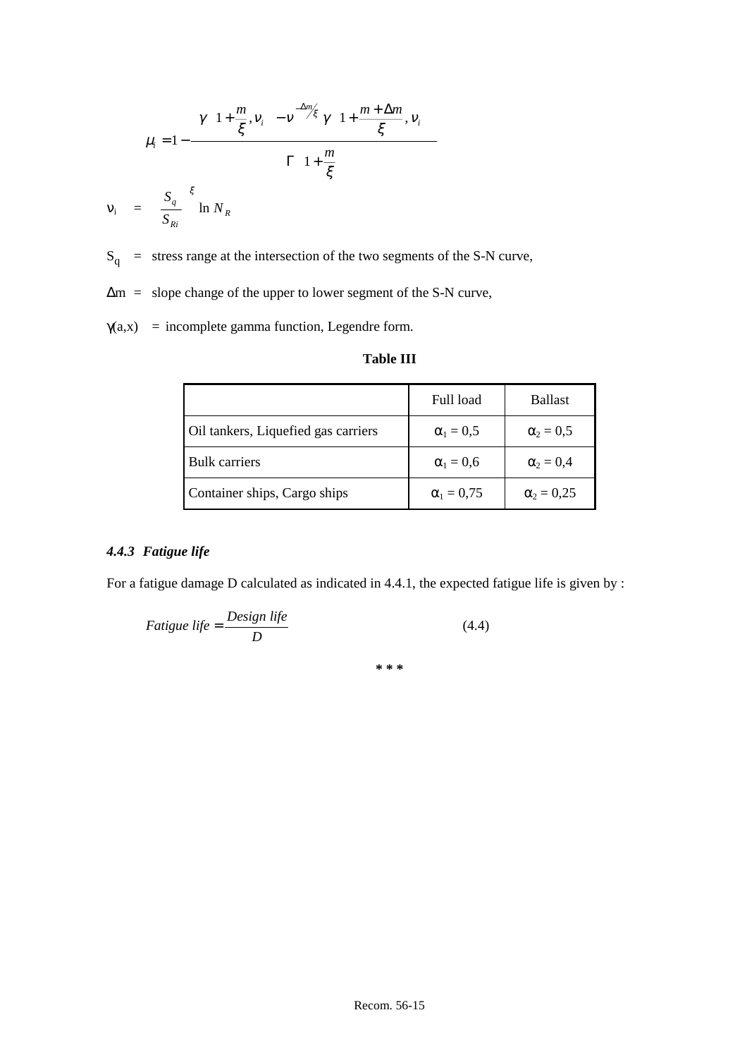$$\mu_i = 1 - \frac{\gamma\left(1+\frac{m}{\xi}, \nu_i\right) - \nu^{-\Delta m/\xi}\,\gamma\left(1+\frac{m+\Delta m}{\xi}, \nu_i\right)}{\Gamma\left(1+\frac{m}{\xi}\right)}$$

$$\nu_i = \left(\frac{S_q}{S_{Ri}}\right)^{\xi} \ln N_R$$

$S_q$ = stress range at the intersection of the two segments of the S-N curve,

$\Delta m$ = slope change of the upper to lower segment of the S-N curve,

$\gamma(a,x)$ = incomplete gamma function, Legendre form.

**Table III**

| | Full load | Ballast |
|---|---|---|
| Oil tankers, Liquefied gas carriers | $\alpha_1 = 0{,}5$ | $\alpha_2 = 0{,}5$ |
| Bulk carriers | $\alpha_1 = 0{,}6$ | $\alpha_2 = 0{,}4$ |
| Container ships, Cargo ships | $\alpha_1 = 0{,}75$ | $\alpha_2 = 0{,}25$ |

### *4.4.3 Fatigue life*

For a fatigue damage D calculated as indicated in 4.4.1, the expected fatigue life is given by :

$$Fatigue\ life = \frac{Design\ life}{D} \qquad (4.4)$$

\* \* \*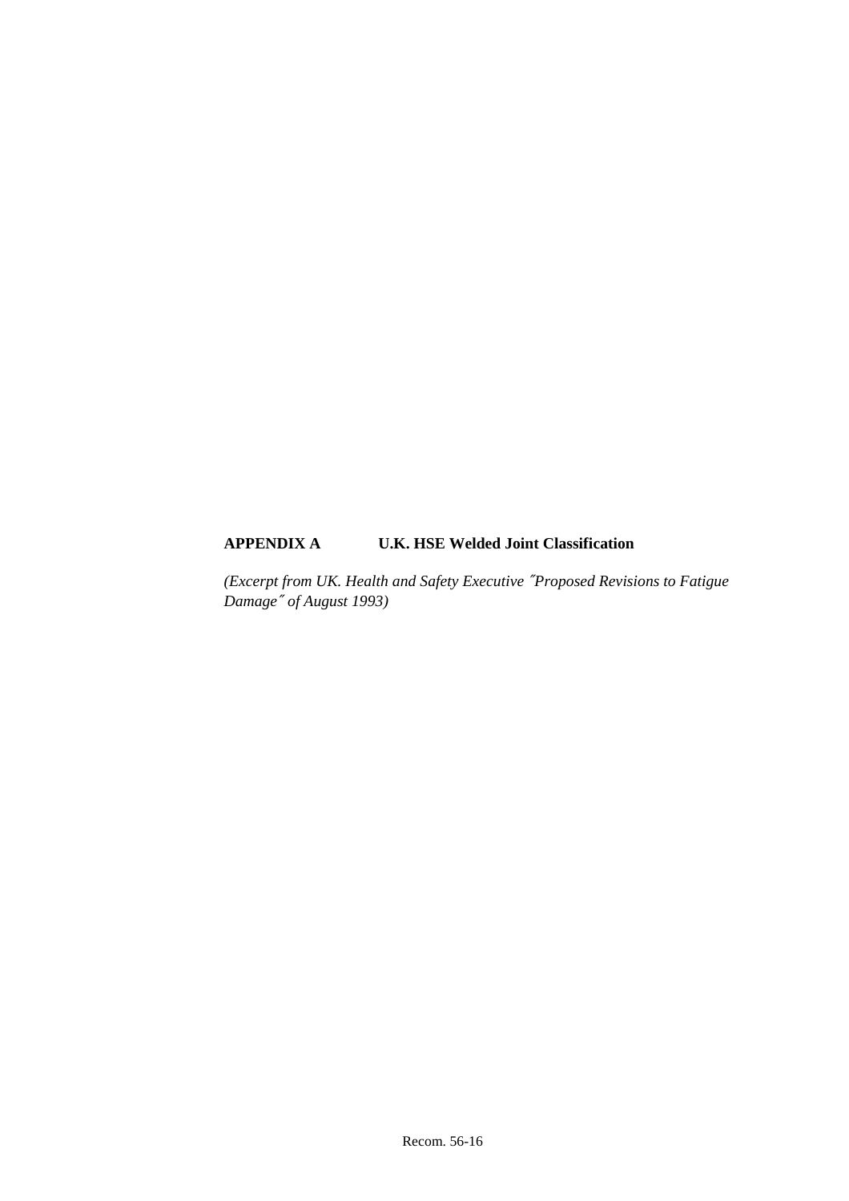## APPENDIX A U.K. HSE Welded Joint Classification

*(Excerpt from UK. Health and Safety Executive ˝Proposed Revisions to Fatigue Damage˝ of August 1993)*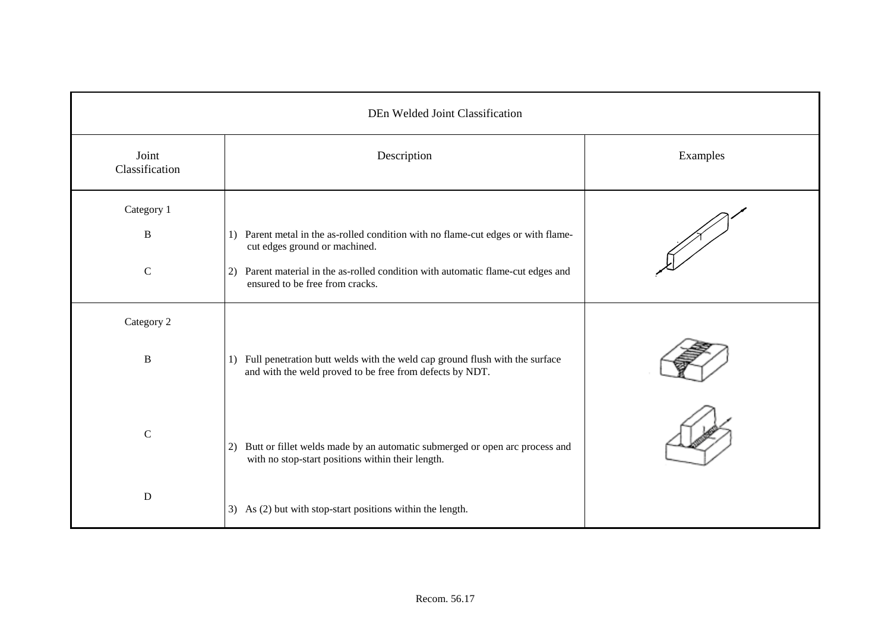| DEn Welded Joint Classification | | |
|---|---|---|
| Joint Classification | Description | Examples |
| Category 1 | | |
| B | 1) Parent metal in the as-rolled condition with no flame-cut edges or with flame-cut edges ground or machined. | |
| C | 2) Parent material in the as-rolled condition with automatic flame-cut edges and ensured to be free from cracks. | |
| Category 2 | | |
| B | 1) Full penetration butt welds with the weld cap ground flush with the surface and with the weld proved to be free from defects by NDT. | |
| C | 2) Butt or fillet welds made by an automatic submerged or open arc process and with no stop-start positions within their length. | |
| D | 3) As (2) but with stop-start positions within the length. | |

Recom. 56.17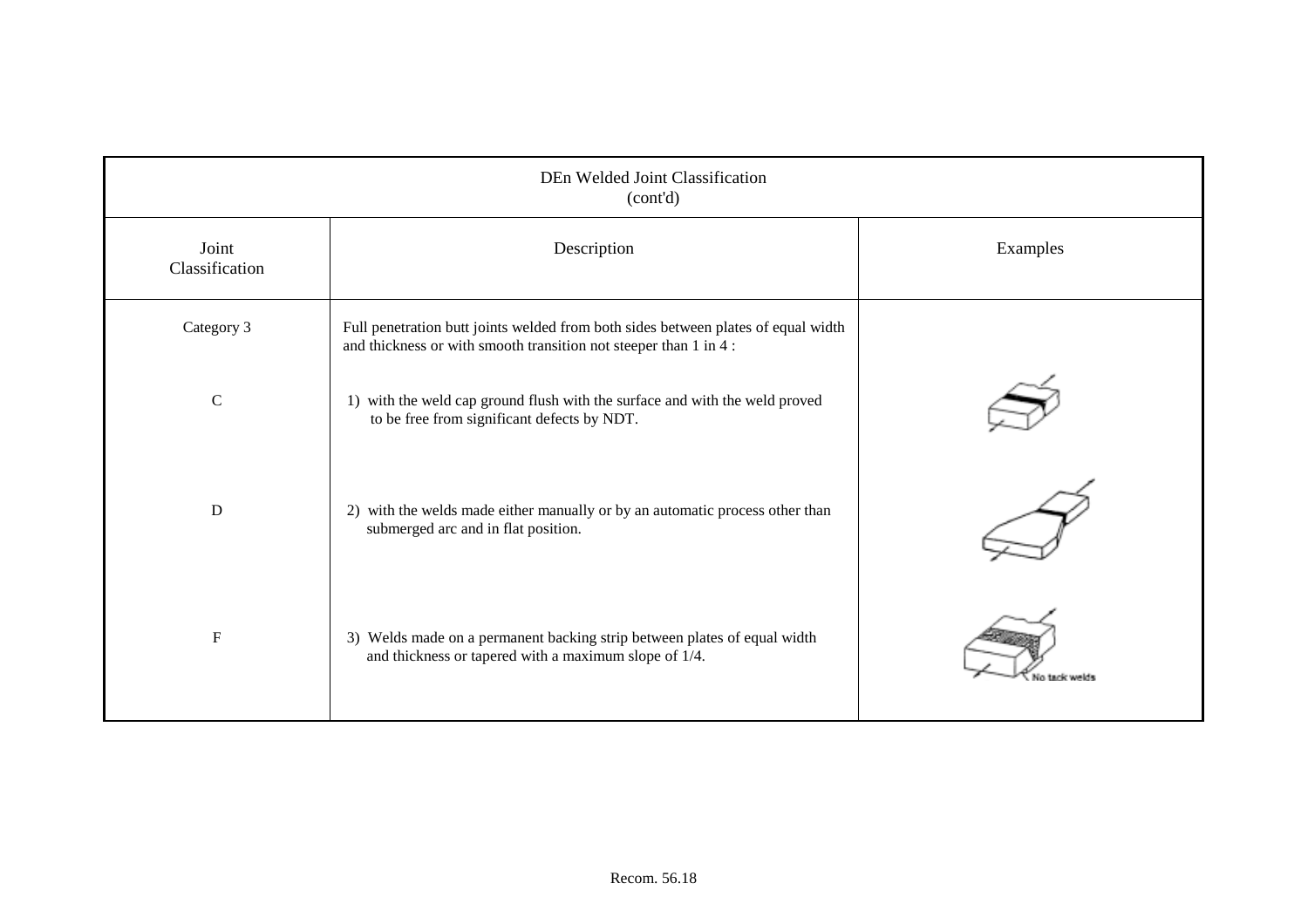| DEn Welded Joint Classification (cont'd) | | |
|---|---|---|
| Joint Classification | Description | Examples |
| Category 3 | Full penetration butt joints welded from both sides between plates of equal width and thickness or with smooth transition not steeper than 1 in 4 : | |
| C | 1) with the weld cap ground flush with the surface and with the weld proved to be free from significant defects by NDT. | |
| D | 2) with the welds made either manually or by an automatic process other than submerged arc and in flat position. | |
| F | 3) Welds made on a permanent backing strip between plates of equal width and thickness or tapered with a maximum slope of 1/4. | No tack welds |

Recom. 56.18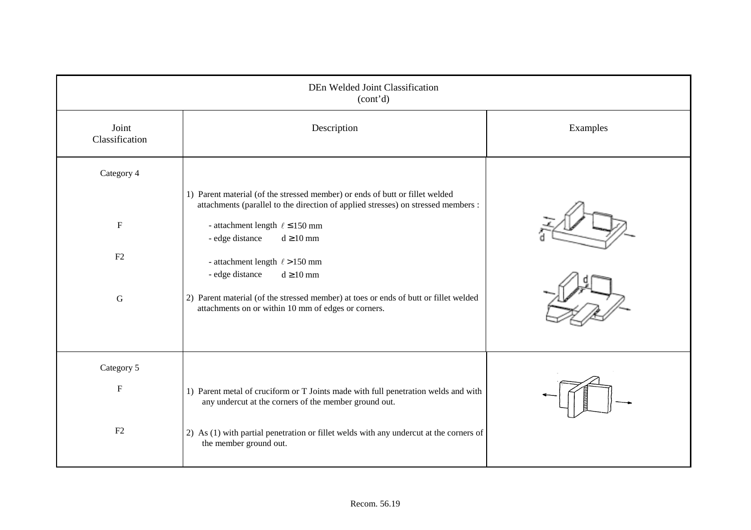| DEn Welded Joint Classification (cont'd) | | |
|---|---|---|
| Joint Classification | Description | Examples |
| Category 4 | 1) Parent material (of the stressed member) or ends of butt or fillet welded attachments (parallel to the direction of applied stresses) on stressed members : | |
| F | - attachment length $\ell \leq 150$ mm<br>- edge distance $d \geq 10$ mm | |
| F2 | - attachment length $\ell > 150$ mm<br>- edge distance $d \geq 10$ mm | |
| G | 2) Parent material (of the stressed member) at toes or ends of butt or fillet welded attachments on or within 10 mm of edges or corners. | |
| Category 5 | | |
| F | 1) Parent metal of cruciform or T Joints made with full penetration welds and with any undercut at the corners of the member ground out. | |
| F2 | 2) As (1) with partial penetration or fillet welds with any undercut at the corners of the member ground out. | |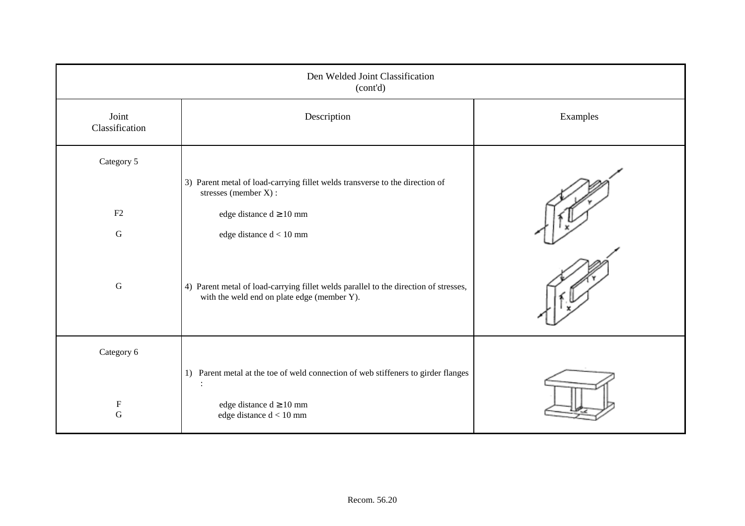| Den Welded Joint Classification (cont'd) | | |
|---|---|---|
| Joint Classification | Description | Examples |
| Category 5 | | |
| | 3) Parent metal of load-carrying fillet welds transverse to the direction of stresses (member X) : | |
| F2 | edge distance d ≥ 10 mm | |
| G | edge distance d < 10 mm | |
| G | 4) Parent metal of load-carrying fillet welds parallel to the direction of stresses, with the weld end on plate edge (member Y). | |
| Category 6 | | |
| | 1) Parent metal at the toe of weld connection of web stiffeners to girder flanges : | |
| F | edge distance d ≥ 10 mm | |
| G | edge distance d < 10 mm | |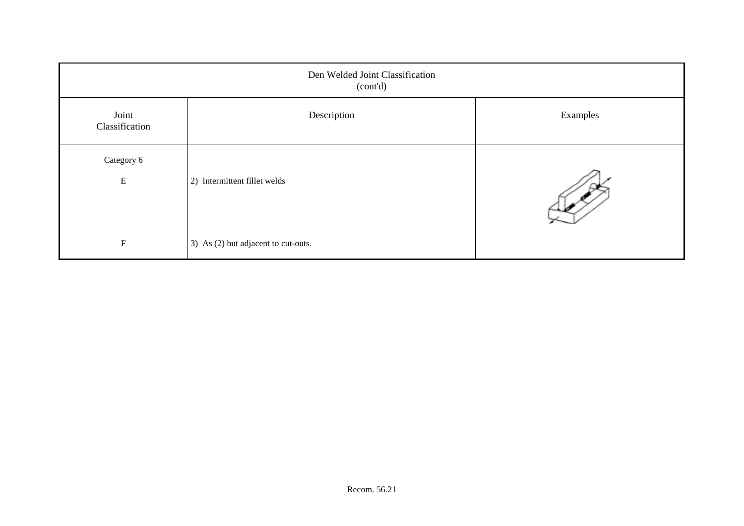| Den Welded Joint Classification (cont'd) | | |
|---|---|---|
| Joint Classification | Description | Examples |
| Category 6 | | |
| E | 2) Intermittent fillet welds | |
| F | 3) As (2) but adjacent to cut-outs. | |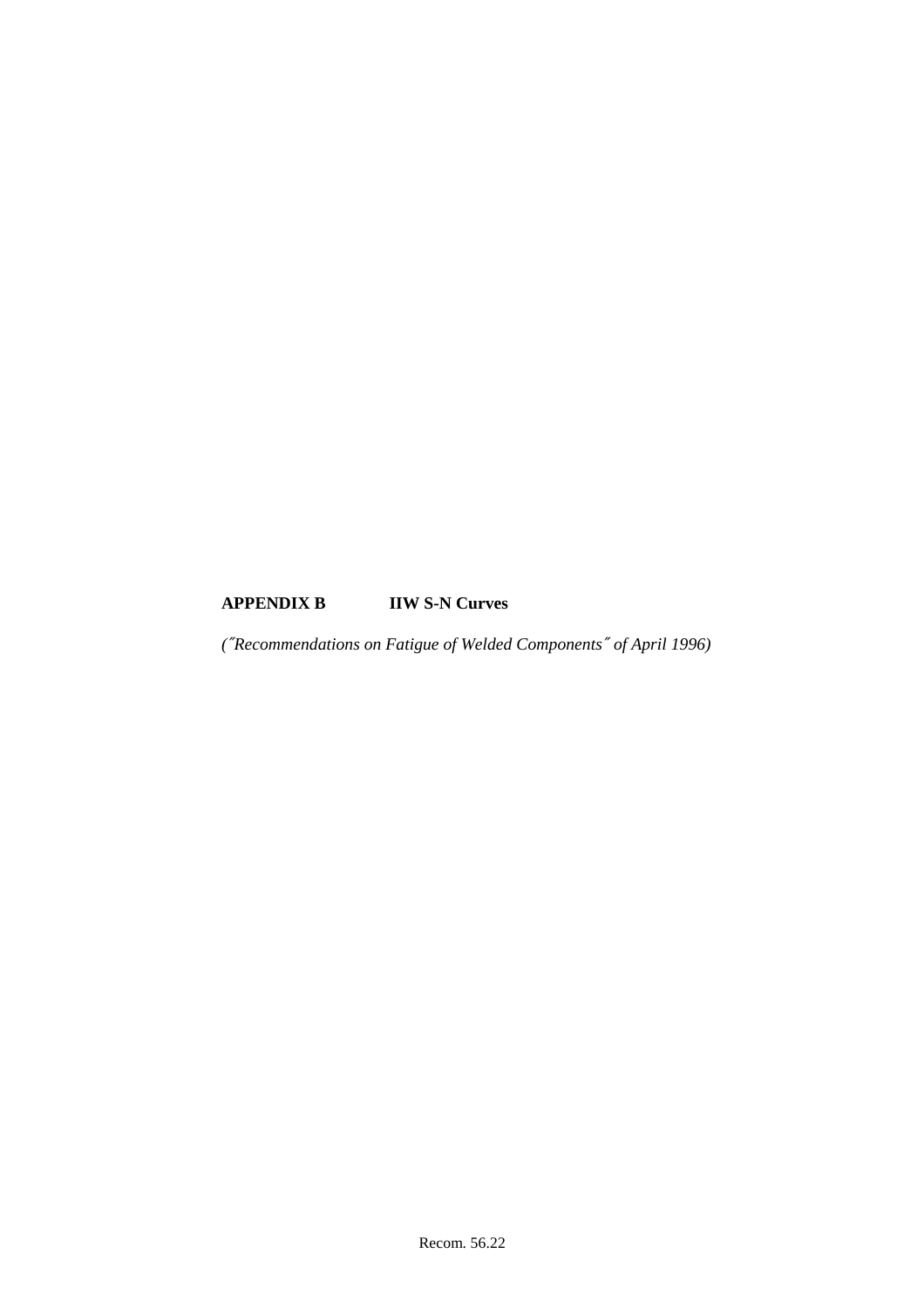## APPENDIX B IIW S-N Curves

*(˝Recommendations on Fatigue of Welded Components˝ of April 1996)*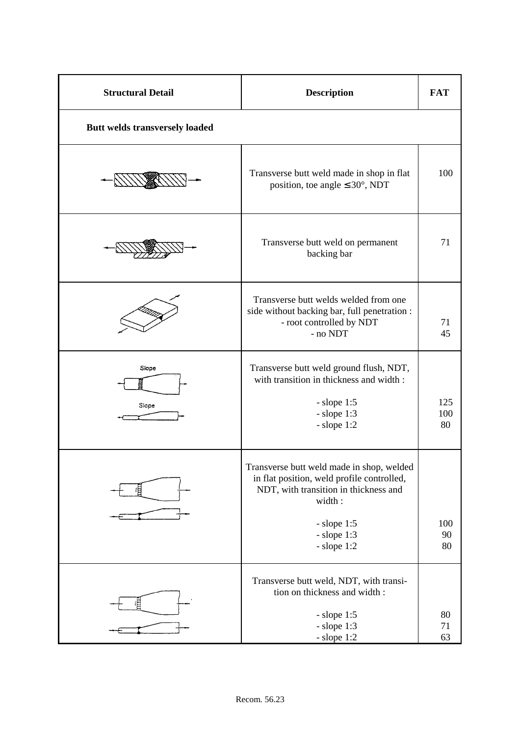| Structural Detail | Description | FAT |
|---|---|---|
| **Butt welds transversely loaded** | | |
| | Transverse butt weld made in shop in flat position, toe angle ≤ 30°, NDT | 100 |
| | Transverse butt weld on permanent backing bar | 71 |
| | Transverse butt welds welded from one side without backing bar, full penetration :<br>- root controlled by NDT<br>- no NDT | <br><br>71<br>45 |
| Slope<br>Slope | Transverse butt weld ground flush, NDT, with transition in thickness and width :<br><br>- slope 1:5<br>- slope 1:3<br>- slope 1:2 | <br><br>125<br>100<br>80 |
| | Transverse butt weld made in shop, welded in flat position, weld profile controlled, NDT, with transition in thickness and width :<br><br>- slope 1:5<br>- slope 1:3<br>- slope 1:2 | <br><br>100<br>90<br>80 |
| | Transverse butt weld, NDT, with transition on thickness and width :<br><br>- slope 1:5<br>- slope 1:3<br>- slope 1:2 | <br><br>80<br>71<br>63 |

Recom. 56.23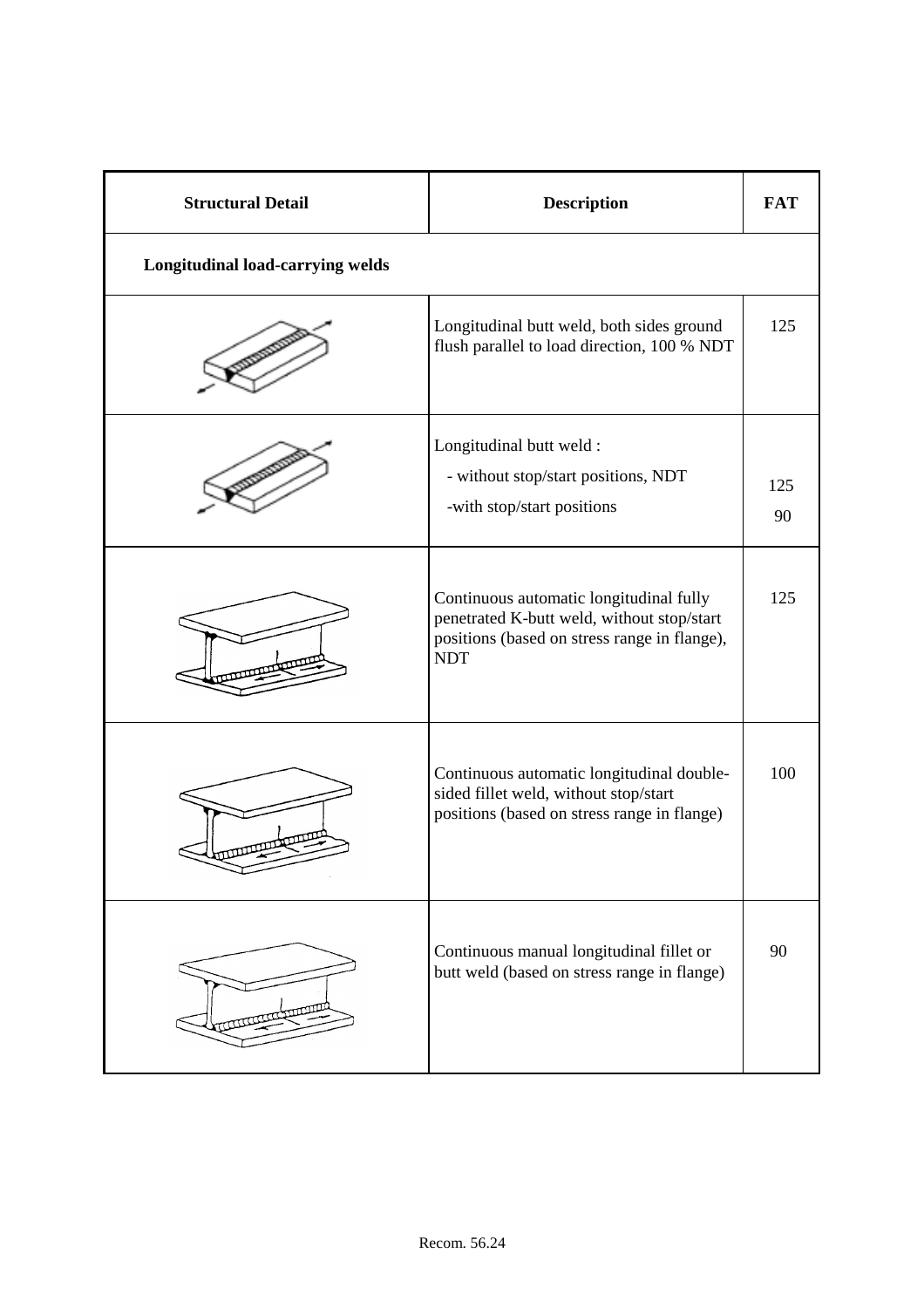| Structural Detail | Description | FAT |
|---|---|---|
| **Longitudinal load-carrying welds** | | |
| | Longitudinal butt weld, both sides ground flush parallel to load direction, 100 % NDT | 125 |
| | Longitudinal butt weld :<br>- without stop/start positions, NDT<br>-with stop/start positions | 125<br>90 |
| | Continuous automatic longitudinal fully penetrated K-butt weld, without stop/start positions (based on stress range in flange), NDT | 125 |
| | Continuous automatic longitudinal double-sided fillet weld, without stop/start positions (based on stress range in flange) | 100 |
| | Continuous manual longitudinal fillet or butt weld (based on stress range in flange) | 90 |

Recom. 56.24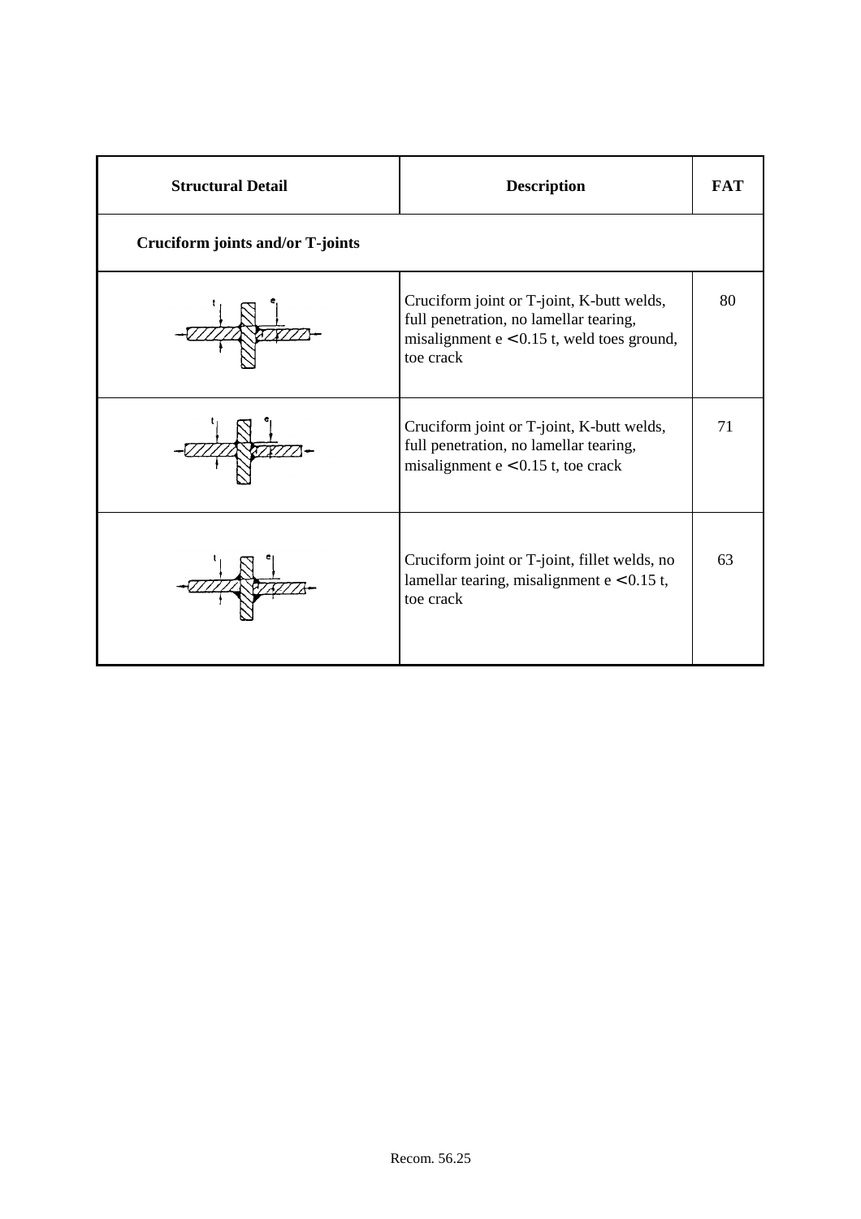| Structural Detail | Description | FAT |
|---|---|---|
| **Cruciform joints and/or T-joints** | | |
| | Cruciform joint or T-joint, K-butt welds, full penetration, no lamellar tearing, misalignment $e < 0.15\ t$, weld toes ground, toe crack | 80 |
| | Cruciform joint or T-joint, K-butt welds, full penetration, no lamellar tearing, misalignment $e < 0.15\ t$, toe crack | 71 |
| | Cruciform joint or T-joint, fillet welds, no lamellar tearing, misalignment $e < 0.15\ t$, toe crack | 63 |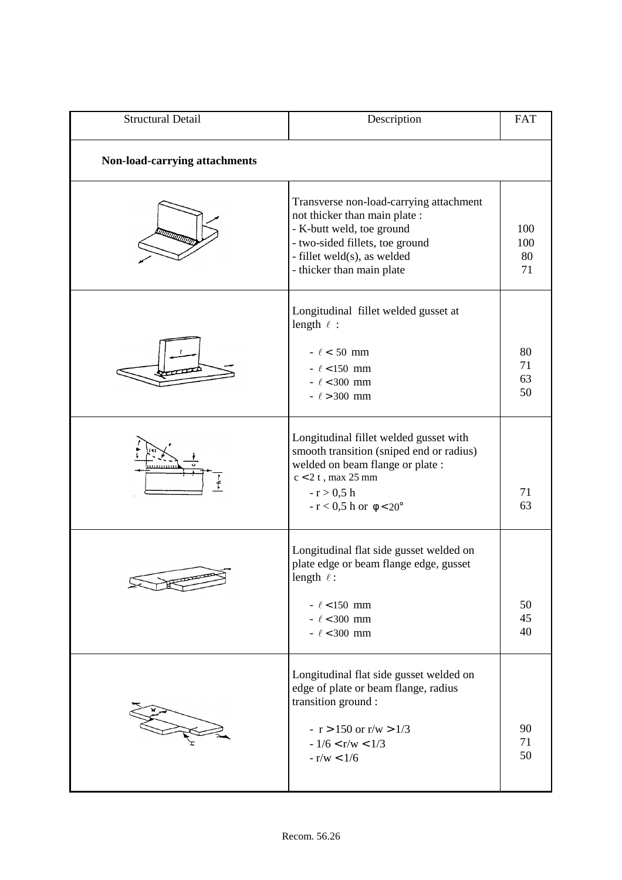| Structural Detail | Description | FAT |
|---|---|---|
| **Non-load-carrying attachments** | | |
| | Transverse non-load-carrying attachment not thicker than main plate :<br>- K-butt weld, toe ground<br>- two-sided fillets, toe ground<br>- fillet weld(s), as welded<br>- thicker than main plate | <br><br>100<br>100<br>80<br>71 |
| | Longitudinal fillet welded gusset at length $\ell$ :<br><br>- $\ell < 50$ mm<br>- $\ell < 150$ mm<br>- $\ell < 300$ mm<br>- $\ell > 300$ mm | <br><br><br>80<br>71<br>63<br>50 |
| | Longitudinal fillet welded gusset with smooth transition (sniped end or radius) welded on beam flange or plate :<br>$c < 2$ t , max 25 mm<br>- r > 0,5 h<br>- r < 0,5 h or $\varphi < 20°$ | <br><br><br><br>71<br>63 |
| | Longitudinal flat side gusset welded on plate edge or beam flange edge, gusset length $\ell$ :<br><br>- $\ell < 150$ mm<br>- $\ell < 300$ mm<br>- $\ell < 300$ mm | <br><br><br><br>50<br>45<br>40 |
| | Longitudinal flat side gusset welded on edge of plate or beam flange, radius transition ground :<br><br>- r > 150 or r/w > 1/3<br>- 1/6 < r/w < 1/3<br>- r/w < 1/6 | <br><br><br><br>90<br>71<br>50 |

Recom. 56.26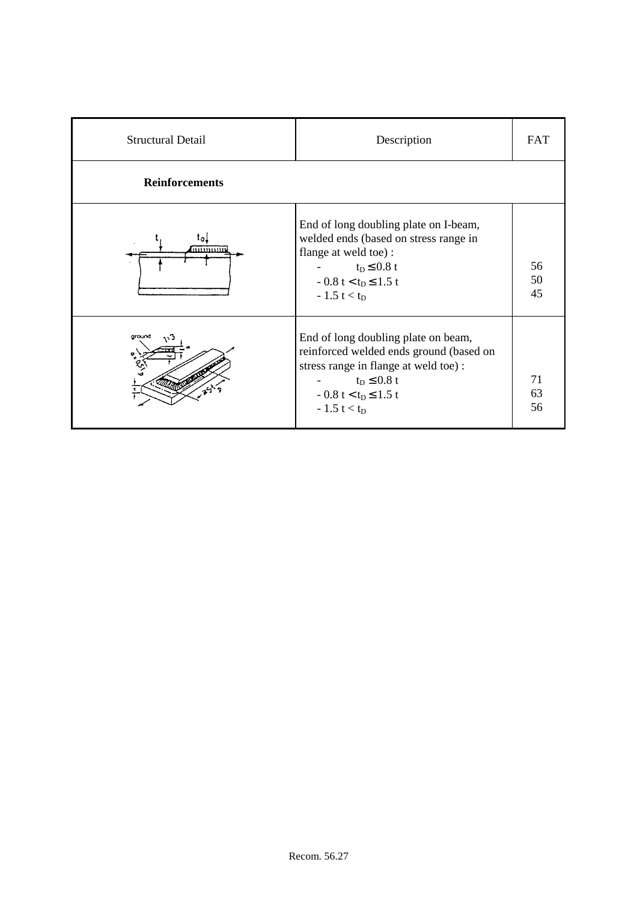| Structural Detail | Description | FAT |
|---|---|---|
| **Reinforcements** | | |
| | End of long doubling plate on I-beam, welded ends (based on stress range in flange at weld toe) :<br>- $t_D \leq 0.8\ t$<br>- $0.8\ t < t_D \leq 1.5\ t$<br>- $1.5\ t < t_D$ | 56<br>50<br>45 |
| | End of long doubling plate on beam, reinforced welded ends ground (based on stress range in flange at weld toe) :<br>- $t_D \leq 0.8\ t$<br>- $0.8\ t < t_D \leq 1.5\ t$<br>- $1.5\ t < t_D$ | 71<br>63<br>56 |